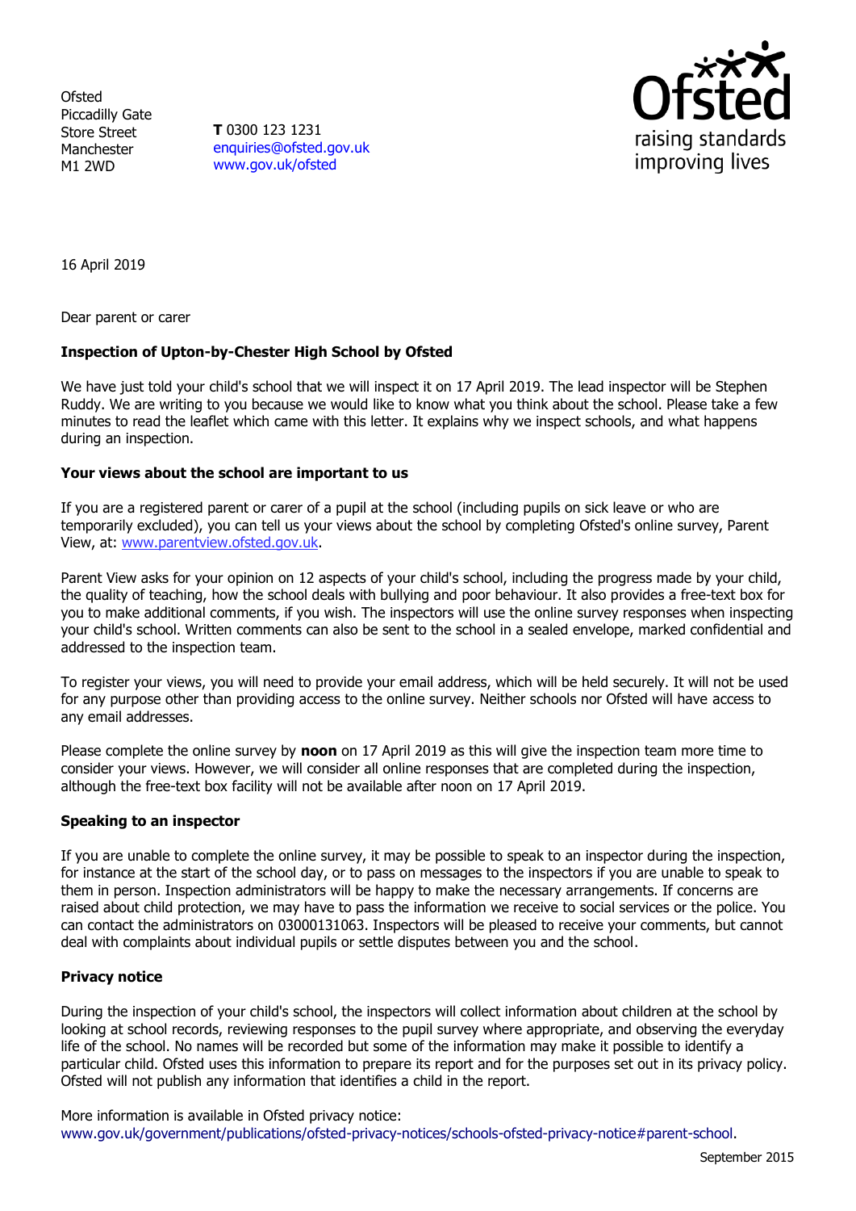Ofsted
Piccadilly Gate
Store Street
Manchester
M1 2WD

**T** 0300 123 1231
enquiries@ofsted.gov.uk
www.gov.uk/ofsted

16 April 2019

Dear parent or carer

**Inspection of Upton-by-Chester High School by Ofsted**

We have just told your child's school that we will inspect it on 17 April 2019. The lead inspector will be Stephen Ruddy. We are writing to you because we would like to know what you think about the school. Please take a few minutes to read the leaflet which came with this letter. It explains why we inspect schools, and what happens during an inspection.

**Your views about the school are important to us**

If you are a registered parent or carer of a pupil at the school (including pupils on sick leave or who are temporarily excluded), you can tell us your views about the school by completing Ofsted's online survey, Parent View, at: www.parentview.ofsted.gov.uk.

Parent View asks for your opinion on 12 aspects of your child's school, including the progress made by your child, the quality of teaching, how the school deals with bullying and poor behaviour. It also provides a free-text box for you to make additional comments, if you wish. The inspectors will use the online survey responses when inspecting your child's school. Written comments can also be sent to the school in a sealed envelope, marked confidential and addressed to the inspection team.

To register your views, you will need to provide your email address, which will be held securely. It will not be used for any purpose other than providing access to the online survey. Neither schools nor Ofsted will have access to any email addresses.

Please complete the online survey by **noon** on 17 April 2019 as this will give the inspection team more time to consider your views. However, we will consider all online responses that are completed during the inspection, although the free-text box facility will not be available after noon on 17 April 2019.

**Speaking to an inspector**

If you are unable to complete the online survey, it may be possible to speak to an inspector during the inspection, for instance at the start of the school day, or to pass on messages to the inspectors if you are unable to speak to them in person. Inspection administrators will be happy to make the necessary arrangements. If concerns are raised about child protection, we may have to pass the information we receive to social services or the police. You can contact the administrators on 03000131063. Inspectors will be pleased to receive your comments, but cannot deal with complaints about individual pupils or settle disputes between you and the school.

**Privacy notice**

During the inspection of your child's school, the inspectors will collect information about children at the school by looking at school records, reviewing responses to the pupil survey where appropriate, and observing the everyday life of the school. No names will be recorded but some of the information may make it possible to identify a particular child. Ofsted uses this information to prepare its report and for the purposes set out in its privacy policy. Ofsted will not publish any information that identifies a child in the report.

More information is available in Ofsted privacy notice:
www.gov.uk/government/publications/ofsted-privacy-notices/schools-ofsted-privacy-notice#parent-school.

September 2015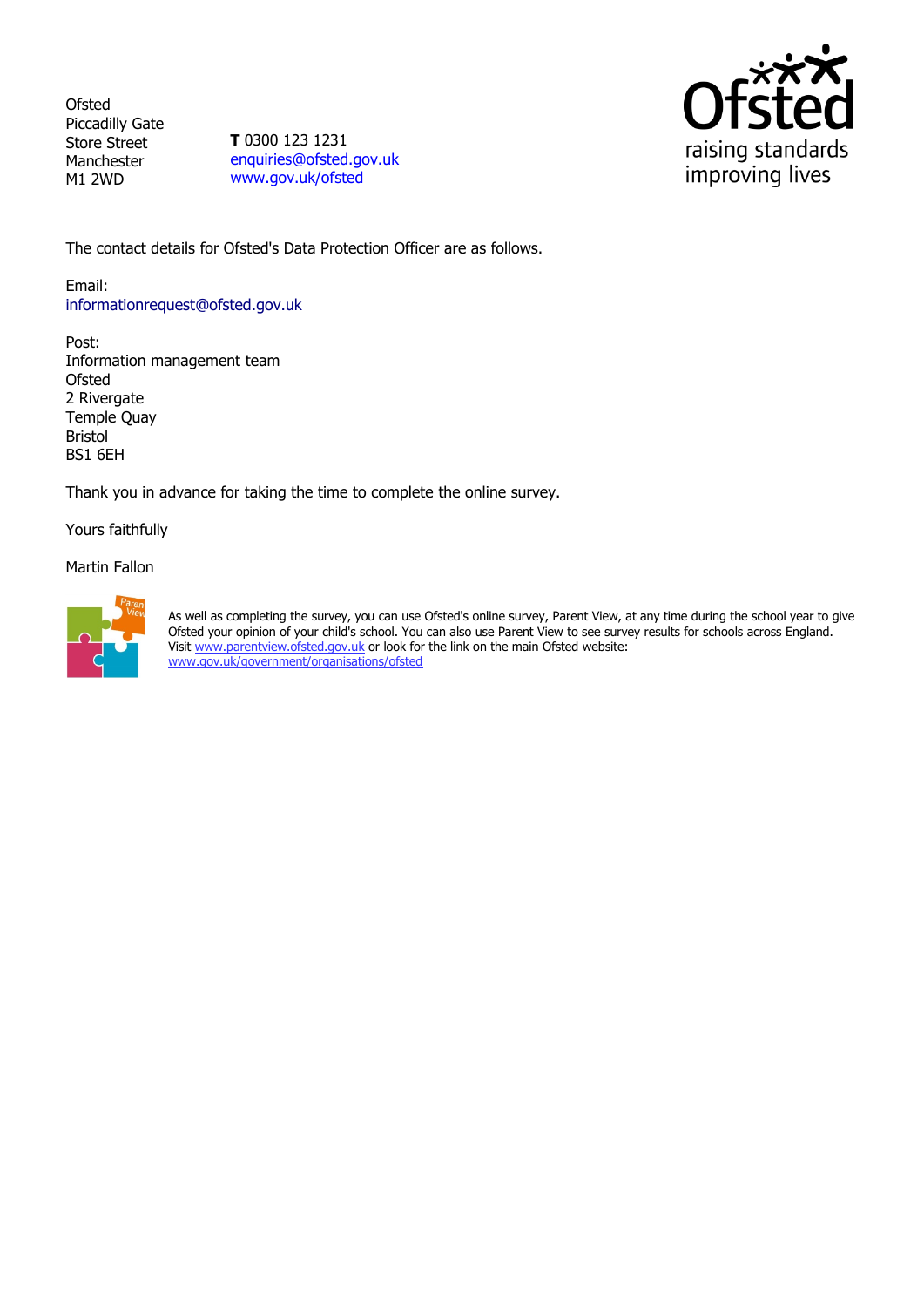Ofsted
Piccadilly Gate
Store Street
Manchester
M1 2WD

**T** 0300 123 1231
enquiries@ofsted.gov.uk
www.gov.uk/ofsted

The contact details for Ofsted's Data Protection Officer are as follows.

Email:
informationrequest@ofsted.gov.uk

Post:
Information management team
Ofsted
2 Rivergate
Temple Quay
Bristol
BS1 6EH

Thank you in advance for taking the time to complete the online survey.

Yours faithfully

Martin Fallon

As well as completing the survey, you can use Ofsted's online survey, Parent View, at any time during the school year to give Ofsted your opinion of your child's school. You can also use Parent View to see survey results for schools across England. Visit www.parentview.ofsted.gov.uk or look for the link on the main Ofsted website: www.gov.uk/government/organisations/ofsted